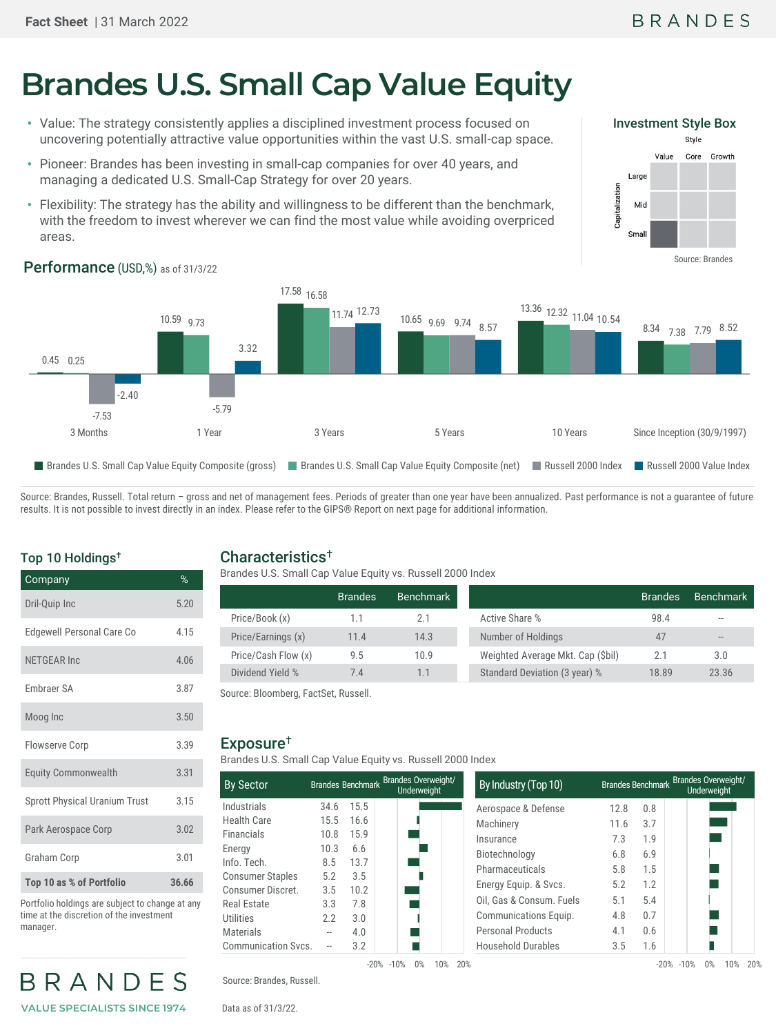Fact Sheet | 31 March 2022

# Brandes U.S. Small Cap Value Equity

- Value: The strategy consistently applies a disciplined investment process focused on uncovering potentially attractive value opportunities within the vast U.S. small-cap space.
- Pioneer: Brandes has been investing in small-cap companies for over 40 years, and managing a dedicated U.S. Small-Cap Strategy for over 20 years.
- Flexibility: The strategy has the ability and willingness to be different than the benchmark, with the freedom to invest wherever we can find the most value while avoiding overpriced areas.

### Investment Style Box

| Capitalization | Value | Core | Growth |
|---|---|---|---|
| Large | | | |
| Mid | | | |
| Small | ■ | | |

Source: Brandes

## Performance (USD,%) as of 31/3/22

| | 3 Months | 1 Year | 3 Years | 5 Years | 10 Years | Since Inception (30/9/1997) |
|---|---|---|---|---|---|---|
| Brandes U.S. Small Cap Value Equity Composite (gross) | 0.45 | 10.59 | 17.58 | 10.65 | 13.36 | 8.34 |
| Brandes U.S. Small Cap Value Equity Composite (net) | 0.25 | 9.73 | 16.58 | 9.69 | 12.32 | 7.38 |
| Russell 2000 Index | -7.53 | -5.79 | 11.74 | 9.74 | 11.04 | 7.79 |
| Russell 2000 Value Index | -2.40 | 3.32 | 12.73 | 8.57 | 10.54 | 8.52 |

Source: Brandes, Russell. Total return – gross and net of management fees. Periods of greater than one year have been annualized. Past performance is not a guarantee of future results. It is not possible to invest directly in an index. Please refer to the GIPS® Report on next page for additional information.

## Top 10 Holdings†

| Company | % |
|---|---|
| Dril-Quip Inc | 5.20 |
| Edgewell Personal Care Co | 4.15 |
| NETGEAR Inc | 4.06 |
| Embraer SA | 3.87 |
| Moog Inc | 3.50 |
| Flowserve Corp | 3.39 |
| Equity Commonwealth | 3.31 |
| Sprott Physical Uranium Trust | 3.15 |
| Park Aerospace Corp | 3.02 |
| Graham Corp | 3.01 |
| **Top 10 as % of Portfolio** | **36.66** |

Portfolio holdings are subject to change at any time at the discretion of the investment manager.

## Characteristics†

Brandes U.S. Small Cap Value Equity vs. Russell 2000 Index

| | Brandes | Benchmark |
|---|---|---|
| Price/Book (x) | 1.1 | 2.1 |
| Price/Earnings (x) | 11.4 | 14.3 |
| Price/Cash Flow (x) | 9.5 | 10.9 |
| Dividend Yield % | 7.4 | 1.1 |

| | Brandes | Benchmark |
|---|---|---|
| Active Share % | 98.4 | -- |
| Number of Holdings | 47 | -- |
| Weighted Average Mkt. Cap ($bil) | 2.1 | 3.0 |
| Standard Deviation (3 year) % | 18.89 | 23.36 |

Source: Bloomberg, FactSet, Russell.

## Exposure†

Brandes U.S. Small Cap Value Equity vs. Russell 2000 Index

| By Sector | Brandes | Benchmark |
|---|---|---|
| Industrials | 34.6 | 15.5 |
| Health Care | 15.5 | 16.6 |
| Financials | 10.8 | 15.9 |
| Energy | 10.3 | 6.6 |
| Info. Tech. | 8.5 | 13.7 |
| Consumer Staples | 5.2 | 3.5 |
| Consumer Discret. | 3.5 | 10.2 |
| Real Estate | 3.3 | 7.8 |
| Utilities | 2.2 | 3.0 |
| Materials | -- | 4.0 |
| Communication Svcs. | -- | 3.2 |

| By Industry (Top 10) | Brandes | Benchmark |
|---|---|---|
| Aerospace & Defense | 12.8 | 0.8 |
| Machinery | 11.6 | 3.7 |
| Insurance | 7.3 | 1.9 |
| Biotechnology | 6.8 | 6.9 |
| Pharmaceuticals | 5.8 | 1.5 |
| Energy Equip. & Svcs. | 5.2 | 1.2 |
| Oil, Gas & Consum. Fuels | 5.1 | 5.4 |
| Communications Equip. | 4.8 | 0.7 |
| Personal Products | 4.1 | 0.6 |
| Household Durables | 3.5 | 1.6 |

Source: Brandes, Russell.

Data as of 31/3/22.

BRANDES

VALUE SPECIALISTS SINCE 1974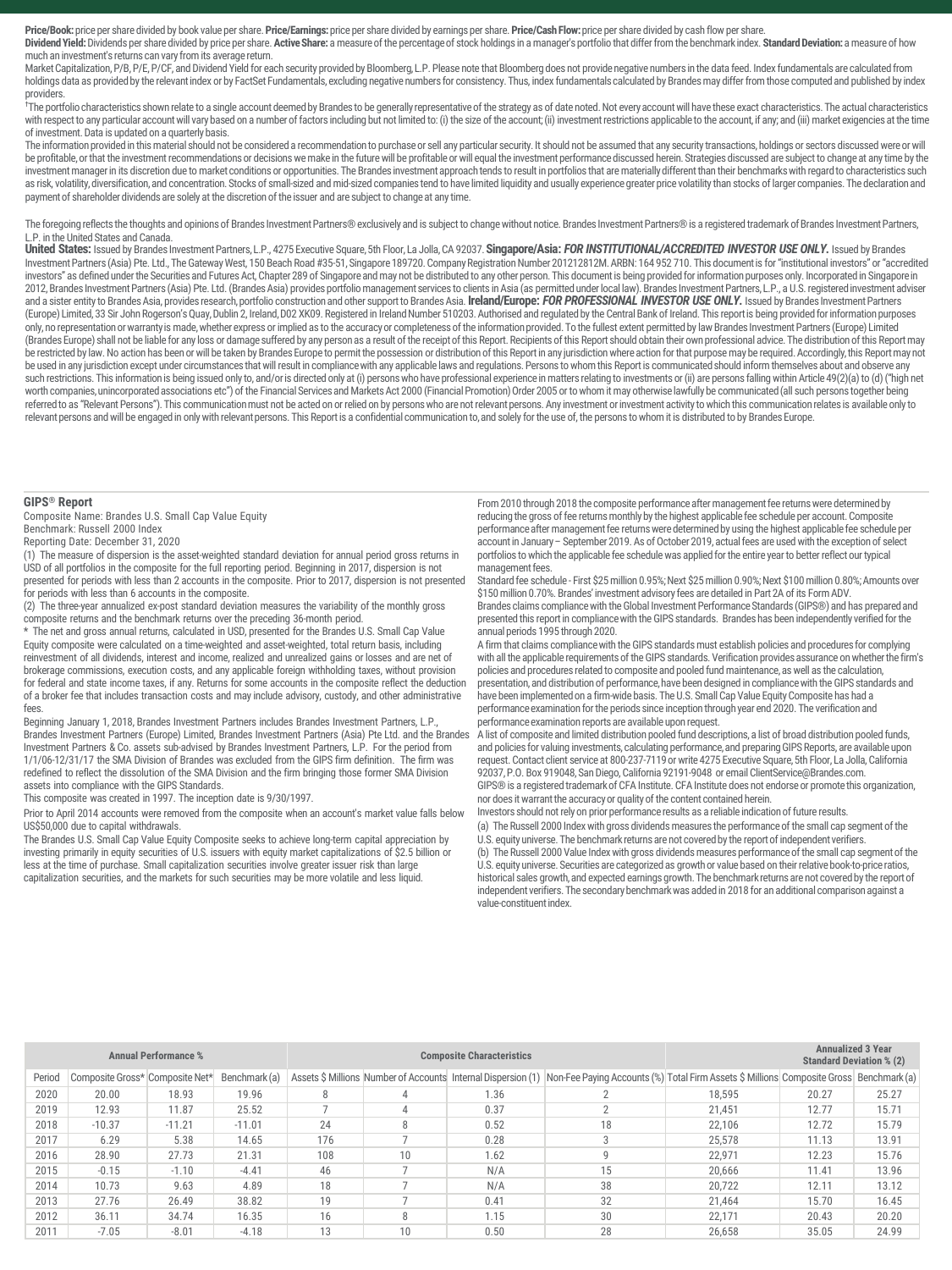**Price/Book:** price per share divided by book value per share. **Price/Earnings:** price per share divided by earnings per share. **Price/Cash Flow:** price per share divided by cash flow per share. **Dividend Yield:** Dividends per share divided by price per share. **Active Share:** a measure of the percentage of stock holdings in a manager's portfolio that differ from the benchmark index. **Standard Deviation:** a measure of how much an investment's returns can vary from its average return.

Market Capitalization, P/B, P/E, P/CF, and Dividend Yield for each security provided by Bloomberg, L.P. Please note that Bloomberg does not provide negative numbers in the data feed. Index fundamentals are calculated from holdings data as provided by the relevant index or by FactSet Fundamentals, excluding negative numbers for consistency. Thus, index fundamentals calculated by Brandes may differ from those computed and published by index providers.

†The portfolio characteristics shown relate to a single account deemed by Brandes to be generally representative of the strategy as of date noted. Not every account will have these exact characteristics. The actual characteristics with respect to any particular account will vary based on a number of factors including but not limited to: (i) the size of the account; (ii) investment restrictions applicable to the account, if any; and (iii) market exigencies at the time of investment. Data is updated on a quarterly basis.

The information provided in this material should not be considered a recommendation to purchase or sell any particular security. It should not be assumed that any security transactions, holdings or sectors discussed were or will be profitable, or that the investment recommendations or decisions we make in the future will be profitable or will equal the investment performance discussed herein. Strategies discussed are subject to change at any time by the investment manager in its discretion due to market conditions or opportunities. The Brandes investment approach tends to result in portfolios that are materially different than their benchmarks with regard to characteristics such as risk, volatility, diversification, and concentration. Stocks of small-sized and mid-sized companies tend to have limited liquidity and usually experience greater price volatility than stocks of larger companies. The declaration and payment of shareholder dividends are solely at the discretion of the issuer and are subject to change at any time.

The foregoing reflects the thoughts and opinions of Brandes Investment Partners® exclusively and is subject to change without notice. Brandes Investment Partners® is a registered trademark of Brandes Investment Partners, L.P. in the United States and Canada.

**United States:** Issued by Brandes Investment Partners, L.P., 4275 Executive Square, 5th Floor, La Jolla, CA 92037. **Singapore/Asia:** ***FOR INSTITUTIONAL/ACCREDITED INVESTOR USE ONLY.*** Issued by Brandes Investment Partners (Asia) Pte. Ltd., The Gateway West, 150 Beach Road #35-51, Singapore 189720. Company Registration Number 201212812M. ARBN: 164 952 710. This document is for "institutional investors" or "accredited investors" as defined under the Securities and Futures Act, Chapter 289 of Singapore and may not be distributed to any other person. This document is being provided for information purposes only. Incorporated in Singapore in 2012, Brandes Investment Partners (Asia) Pte. Ltd. (Brandes Asia) provides portfolio management services to clients in Asia (as permitted under local law). Brandes Investment Partners, L.P., a U.S. registered investment adviser and a sister entity to Brandes Asia, provides research, portfolio construction and other support to Brandes Asia. **Ireland/Europe:** ***FOR PROFESSIONAL INVESTOR USE ONLY.*** Issued by Brandes Investment Partners (Europe) Limited, 33 Sir John Rogerson's Quay, Dublin 2, Ireland, D02 XK09. Registered in Ireland Number 510203. Authorised and regulated by the Central Bank of Ireland. This report is being provided for information purposes only, no representation or warranty is made, whether express or implied as to the accuracy or completeness of the information provided. To the fullest extent permitted by law Brandes Investment Partners (Europe) Limited (Brandes Europe) shall not be liable for any loss or damage suffered by any person as a result of the receipt of this Report. Recipients of this Report should obtain their own professional advice. The distribution of this Report may be restricted by law. No action has been or will be taken by Brandes Europe to permit the possession or distribution of this Report in any jurisdiction where action for that purpose may be required. Accordingly, this Report may not be used in any jurisdiction except under circumstances that will result in compliance with any applicable laws and regulations. Persons to whom this Report is communicated should inform themselves about and observe any such restrictions. This information is being issued only to, and/or is directed only at (i) persons who have professional experience in matters relating to investments or (ii) are persons falling within Article 49(2)(a) to (d) ("high net worth companies, unincorporated associations etc") of the Financial Services and Markets Act 2000 (Financial Promotion) Order 2005 or to whom it may otherwise lawfully be communicated (all such persons together being referred to as "Relevant Persons"). This communication must not be acted on or relied on by persons who are not relevant persons. Any investment or investment activity to which this communication relates is available only to relevant persons and will be engaged in only with relevant persons. This Report is a confidential communication to, and solely for the use of, the persons to whom it is distributed to by Brandes Europe.

## GIPS® Report

Composite Name: Brandes U.S. Small Cap Value Equity
Benchmark: Russell 2000 Index
Reporting Date: December 31, 2020

(1) The measure of dispersion is the asset-weighted standard deviation for annual period gross returns in USD of all portfolios in the composite for the full reporting period. Beginning in 2017, dispersion is not presented for periods with less than 2 accounts in the composite. Prior to 2017, dispersion is not presented for periods with less than 6 accounts in the composite.

(2) The three-year annualized ex-post standard deviation measures the variability of the monthly gross composite returns and the benchmark returns over the preceding 36-month period.

\* The net and gross annual returns, calculated in USD, presented for the Brandes U.S. Small Cap Value Equity composite were calculated on a time-weighted and asset-weighted, total return basis, including reinvestment of all dividends, interest and income, realized and unrealized gains or losses and are net of brokerage commissions, execution costs, and any applicable foreign withholding taxes, without provision for federal and state income taxes, if any. Returns for some accounts in the composite reflect the deduction of a broker fee that includes transaction costs and may include advisory, custody, and other administrative fees.

Beginning January 1, 2018, Brandes Investment Partners includes Brandes Investment Partners, L.P., Brandes Investment Partners (Europe) Limited, Brandes Investment Partners (Asia) Pte Ltd. and the Brandes Investment Partners & Co. assets sub-advised by Brandes Investment Partners, L.P. For the period from 1/1/06-12/31/17 the SMA Division of Brandes was excluded from the GIPS firm definition. The firm was redefined to reflect the dissolution of the SMA Division and the firm bringing those former SMA Division assets into compliance with the GIPS Standards.

This composite was created in 1997. The inception date is 9/30/1997.

Prior to April 2014 accounts were removed from the composite when an account's market value falls below US$50,000 due to capital withdrawals.

The Brandes U.S. Small Cap Value Equity Composite seeks to achieve long-term capital appreciation by investing primarily in equity securities of U.S. issuers with equity market capitalizations of $2.5 billion or less at the time of purchase. Small capitalization securities involve greater issuer risk than large capitalization securities, and the markets for such securities may be more volatile and less liquid.

From 2010 through 2018 the composite performance after management fee returns were determined by reducing the gross of fee returns monthly by the highest applicable fee schedule per account. Composite performance after management fee returns were determined by using the highest applicable fee schedule per account in January – September 2019. As of October 2019, actual fees are used with the exception of select portfolios to which the applicable fee schedule was applied for the entire year to better reflect our typical management fees.

Standard fee schedule - First $25 million 0.95%; Next $25 million 0.90%; Next $100 million 0.80%; Amounts over $150 million 0.70%. Brandes' investment advisory fees are detailed in Part 2A of its Form ADV.

Brandes claims compliance with the Global Investment Performance Standards (GIPS®) and has prepared and presented this report in compliance with the GIPS standards. Brandes has been independently verified for the annual periods 1995 through 2020.

A firm that claims compliance with the GIPS standards must establish policies and procedures for complying with all the applicable requirements of the GIPS standards. Verification provides assurance on whether the firm's policies and procedures related to composite and pooled fund maintenance, as well as the calculation, presentation, and distribution of performance, have been designed in compliance with the GIPS standards and have been implemented on a firm-wide basis. The U.S. Small Cap Value Equity Composite has had a performance examination for the periods since inception through year end 2020. The verification and performance examination reports are available upon request.

A list of composite and limited distribution pooled fund descriptions, a list of broad distribution pooled funds, and policies for valuing investments, calculating performance, and preparing GIPS Reports, are available upon request. Contact client service at 800-237-7119 or write 4275 Executive Square, 5th Floor, La Jolla, California 92037, P.O. Box 919048, San Diego, California 92191-9048 or email ClientService@Brandes.com.

GIPS® is a registered trademark of CFA Institute. CFA Institute does not endorse or promote this organization, nor does it warrant the accuracy or quality of the content contained herein.

Investors should not rely on prior performance results as a reliable indication of future results.

(a) The Russell 2000 Index with gross dividends measures the performance of the small cap segment of the U.S. equity universe. The benchmark returns are not covered by the report of independent verifiers.

(b) The Russell 2000 Value Index with gross dividends measures performance of the small cap segment of the U.S. equity universe. Securities are categorized as growth or value based on their relative book-to-price ratios, historical sales growth, and expected earnings growth. The benchmark returns are not covered by the report of independent verifiers. The secondary benchmark was added in 2018 for an additional comparison against a value-constituent index.

| Annual Performance % | | | | Composite Characteristics | | | | | Annualized 3 Year Standard Deviation % (2) | |
|---|---|---|---|---|---|---|---|---|---|---|
| Period | Composite Gross* | Composite Net* | Benchmark (a) | Assets $ Millions | Number of Accounts | Internal Dispersion (1) | Non-Fee Paying Accounts (%) | Total Firm Assets $ Millions | Composite Gross | Benchmark (a) |
| 2020 | 20.00 | 18.93 | 19.96 | 8 | 4 | 1.36 | 2 | 18,595 | 20.27 | 25.27 |
| 2019 | 12.93 | 11.87 | 25.52 | 7 | 4 | 0.37 | 2 | 21,451 | 12.77 | 15.71 |
| 2018 | -10.37 | -11.21 | -11.01 | 24 | 8 | 0.52 | 18 | 22,106 | 12.72 | 15.79 |
| 2017 | 6.29 | 5.38 | 14.65 | 176 | 7 | 0.28 | 3 | 25,578 | 11.13 | 13.91 |
| 2016 | 28.90 | 27.73 | 21.31 | 108 | 10 | 1.62 | 9 | 22,971 | 12.23 | 15.76 |
| 2015 | -0.15 | -1.10 | -4.41 | 46 | 7 | N/A | 15 | 20,666 | 11.41 | 13.96 |
| 2014 | 10.73 | 9.63 | 4.89 | 18 | 7 | N/A | 38 | 20,722 | 12.11 | 13.12 |
| 2013 | 27.76 | 26.49 | 38.82 | 19 | 7 | 0.41 | 32 | 21,464 | 15.70 | 16.45 |
| 2012 | 36.11 | 34.74 | 16.35 | 16 | 8 | 1.15 | 30 | 22,171 | 20.43 | 20.20 |
| 2011 | -7.05 | -8.01 | -4.18 | 13 | 10 | 0.50 | 28 | 26,658 | 35.05 | 24.99 |